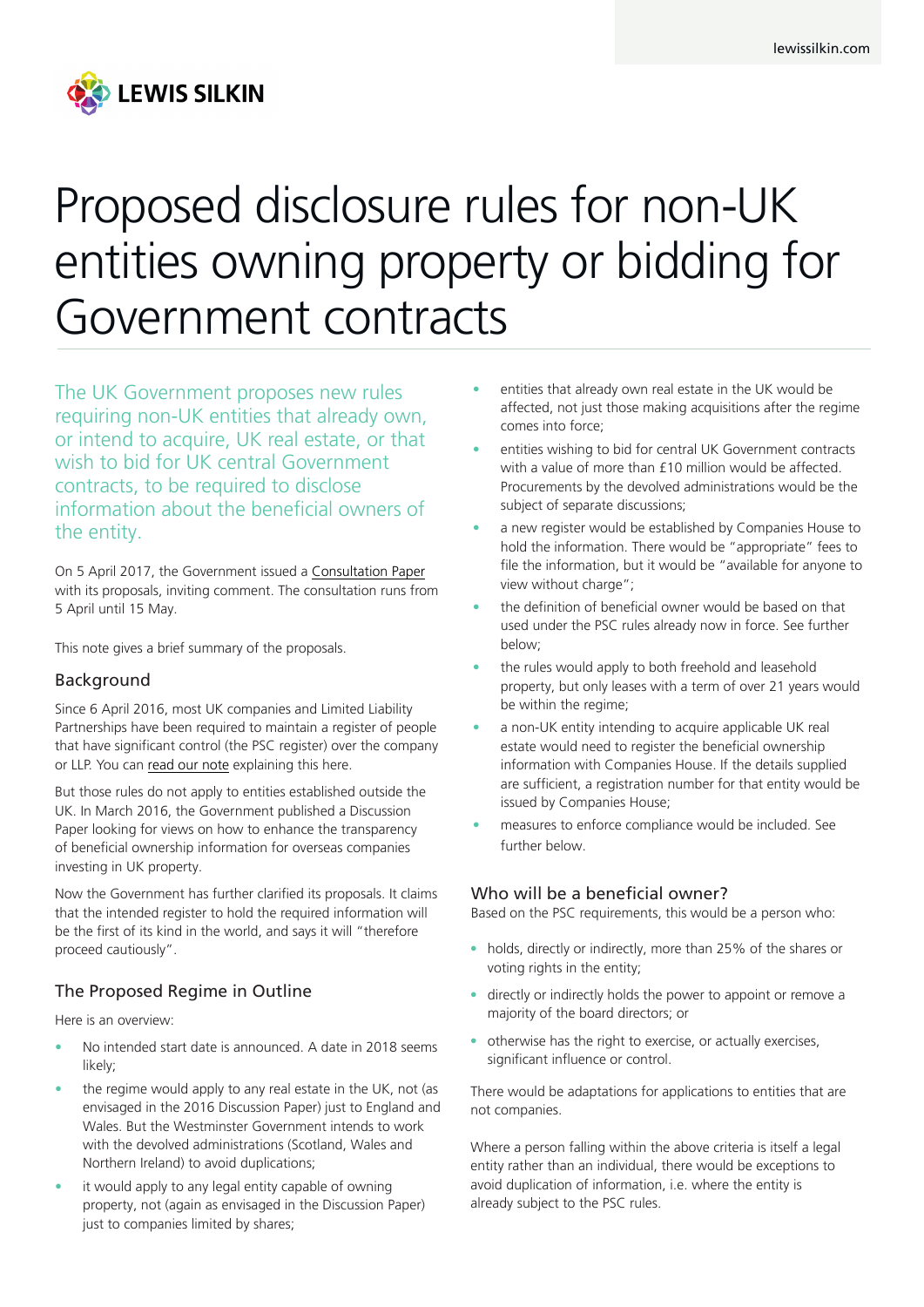# Proposed disclosure rules for non-UK entities owning property or bidding for Government contracts

The UK Government proposes new rules requiring non-UK entities that already own, or intend to acquire, UK real estate, or that wish to bid for UK central Government contracts, to be required to disclose information about the beneficial owners of the entity.

On 5 April 2017, the Government issued a Consultation Paper with its proposals, inviting comment. The consultation runs from 5 April until 15 May.

This note gives a brief summary of the proposals.

## Background

Since 6 April 2016, most UK companies and Limited Liability Partnerships have been required to maintain a register of people that have significant control (the PSC register) over the company or LLP. You can read our note explaining this here.

But those rules do not apply to entities established outside the UK. In March 2016, the Government published a Discussion Paper looking for views on how to enhance the transparency of beneficial ownership information for overseas companies investing in UK property.

Now the Government has further clarified its proposals. It claims that the intended register to hold the required information will be the first of its kind in the world, and says it will "therefore proceed cautiously".

## The Proposed Regime in Outline

Here is an overview:

- No intended start date is announced. A date in 2018 seems likely;
- the regime would apply to any real estate in the UK, not (as envisaged in the 2016 Discussion Paper) just to England and Wales. But the Westminster Government intends to work with the devolved administrations (Scotland, Wales and Northern Ireland) to avoid duplications;
- it would apply to any legal entity capable of owning property, not (again as envisaged in the Discussion Paper) just to companies limited by shares;
- entities that already own real estate in the UK would be affected, not just those making acquisitions after the regime comes into force;
- entities wishing to bid for central UK Government contracts with a value of more than £10 million would be affected. Procurements by the devolved administrations would be the subject of separate discussions;
- a new register would be established by Companies House to hold the information. There would be "appropriate" fees to file the information, but it would be "available for anyone to view without charge";
- the definition of beneficial owner would be based on that used under the PSC rules already now in force. See further below;
- the rules would apply to both freehold and leasehold property, but only leases with a term of over 21 years would be within the regime;
- a non-UK entity intending to acquire applicable UK real estate would need to register the beneficial ownership information with Companies House. If the details supplied are sufficient, a registration number for that entity would be issued by Companies House;
- measures to enforce compliance would be included. See further below.

## Who will be a beneficial owner?

Based on the PSC requirements, this would be a person who:

- holds, directly or indirectly, more than 25% of the shares or voting rights in the entity;
- directly or indirectly holds the power to appoint or remove a majority of the board directors; or
- otherwise has the right to exercise, or actually exercises, significant influence or control.

There would be adaptations for applications to entities that are not companies.

Where a person falling within the above criteria is itself a legal entity rather than an individual, there would be exceptions to avoid duplication of information, i.e. where the entity is already subject to the PSC rules.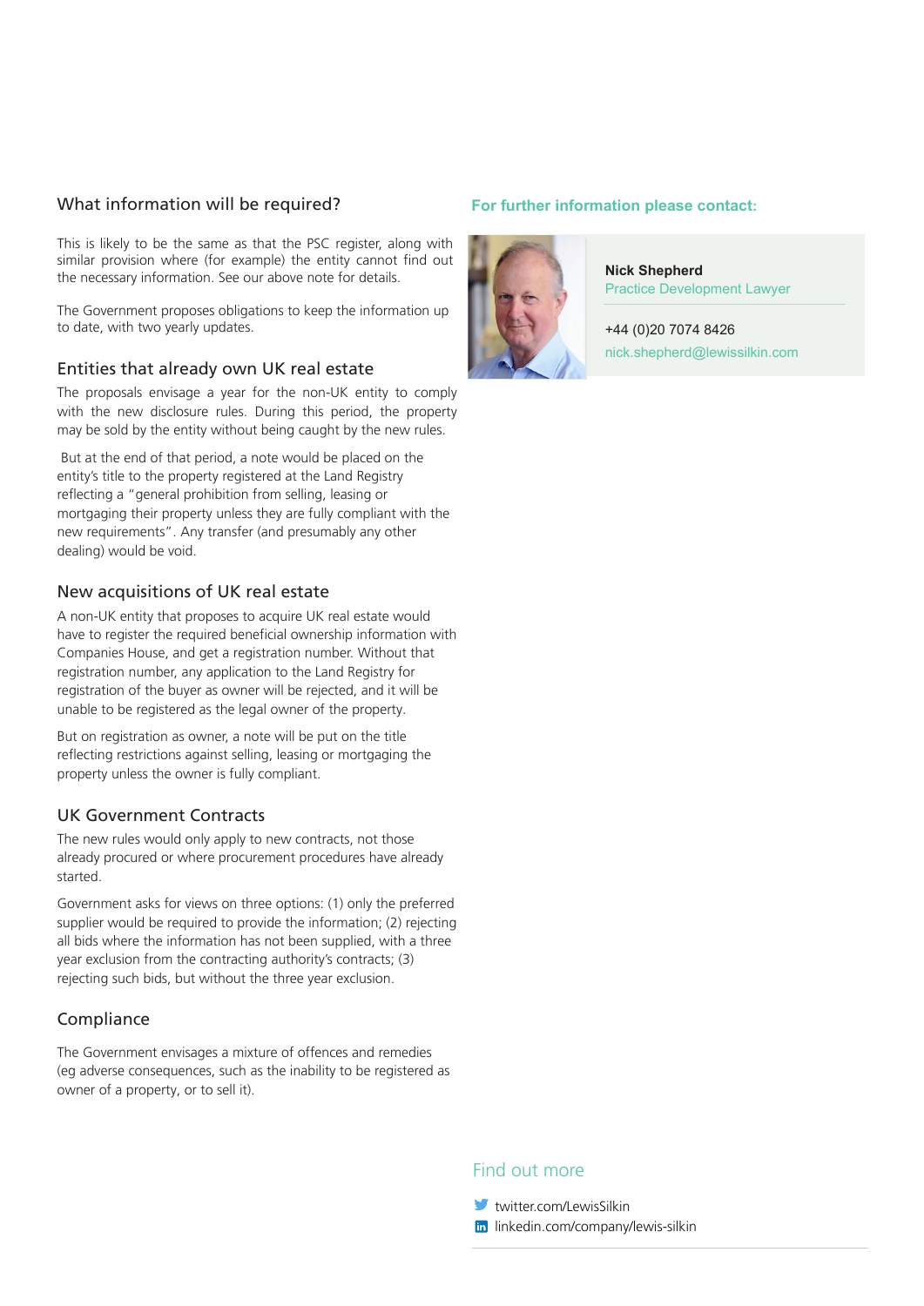## What information will be required?

This is likely to be the same as that the PSC register, along with similar provision where (for example) the entity cannot find out the necessary information. See our above note for details.

The Government proposes obligations to keep the information up to date, with two yearly updates.

## Entities that already own UK real estate

The proposals envisage a year for the non-UK entity to comply with the new disclosure rules. During this period, the property may be sold by the entity without being caught by the new rules.

But at the end of that period, a note would be placed on the entity's title to the property registered at the Land Registry reflecting a "general prohibition from selling, leasing or mortgaging their property unless they are fully compliant with the new requirements". Any transfer (and presumably any other dealing) would be void.

## New acquisitions of UK real estate

A non-UK entity that proposes to acquire UK real estate would have to register the required beneficial ownership information with Companies House, and get a registration number. Without that registration number, any application to the Land Registry for registration of the buyer as owner will be rejected, and it will be unable to be registered as the legal owner of the property.

But on registration as owner, a note will be put on the title reflecting restrictions against selling, leasing or mortgaging the property unless the owner is fully compliant.

## UK Government Contracts

The new rules would only apply to new contracts, not those already procured or where procurement procedures have already started.

Government asks for views on three options: (1) only the preferred supplier would be required to provide the information; (2) rejecting all bids where the information has not been supplied, with a three year exclusion from the contracting authority's contracts; (3) rejecting such bids, but without the three year exclusion.

## Compliance

The Government envisages a mixture of offences and remedies (eg adverse consequences, such as the inability to be registered as owner of a property, or to sell it).

**For further information please contact:**

**Nick Shepherd**
Practice Development Lawyer

+44 (0)20 7074 8426
nick.shepherd@lewissilkin.com

## Find out more

twitter.com/LewisSilkin
linkedin.com/company/lewis-silkin